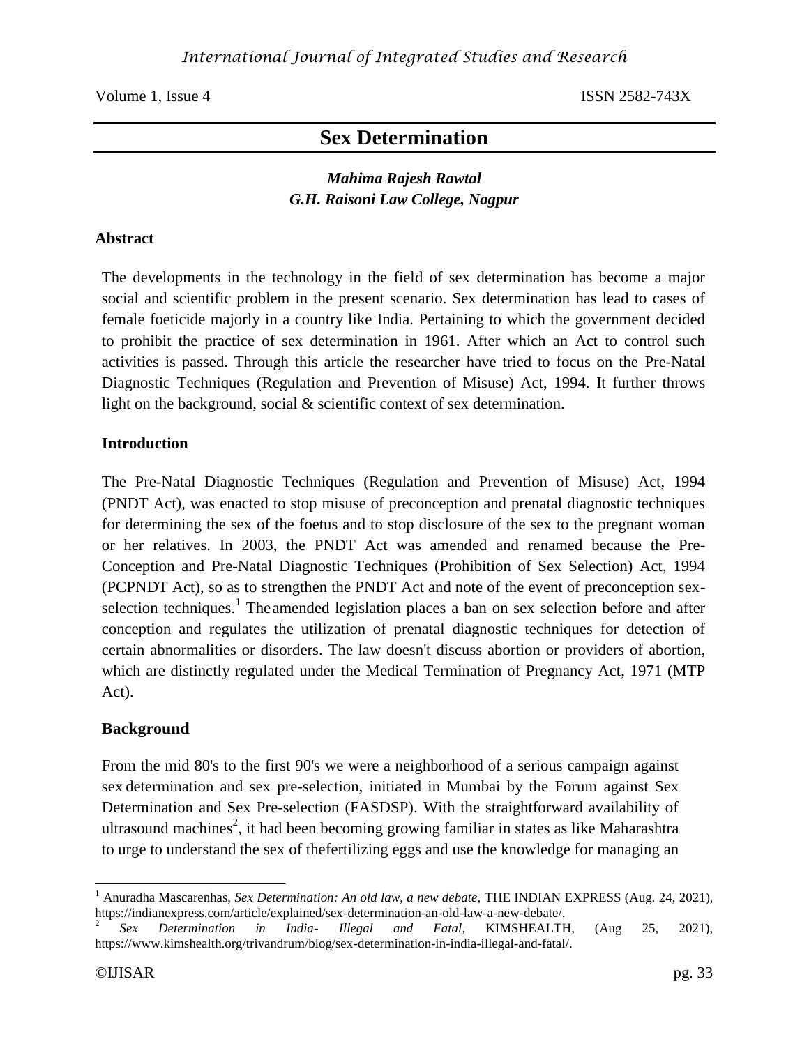# Sex Determination

***Mahima Rajesh Rawtal***
***G.H. Raisoni Law College, Nagpur***

## Abstract

The developments in the technology in the field of sex determination has become a major social and scientific problem in the present scenario. Sex determination has lead to cases of female foeticide majorly in a country like India. Pertaining to which the government decided to prohibit the practice of sex determination in 1961. After which an Act to control such activities is passed. Through this article the researcher have tried to focus on the Pre-Natal Diagnostic Techniques (Regulation and Prevention of Misuse) Act, 1994. It further throws light on the background, social & scientific context of sex determination.

## Introduction

The Pre-Natal Diagnostic Techniques (Regulation and Prevention of Misuse) Act, 1994 (PNDT Act), was enacted to stop misuse of preconception and prenatal diagnostic techniques for determining the sex of the foetus and to stop disclosure of the sex to the pregnant woman or her relatives. In 2003, the PNDT Act was amended and renamed because the Pre-Conception and Pre-Natal Diagnostic Techniques (Prohibition of Sex Selection) Act, 1994 (PCPNDT Act), so as to strengthen the PNDT Act and note of the event of preconception sex-selection techniques.[1] The amended legislation places a ban on sex selection before and after conception and regulates the utilization of prenatal diagnostic techniques for detection of certain abnormalities or disorders. The law doesn't discuss abortion or providers of abortion, which are distinctly regulated under the Medical Termination of Pregnancy Act, 1971 (MTP Act).

## Background

From the mid 80's to the first 90's we were a neighborhood of a serious campaign against sex determination and sex pre-selection, initiated in Mumbai by the Forum against Sex Determination and Sex Pre-selection (FASDSP). With the straightforward availability of ultrasound machines[2], it had been becoming growing familiar in states as like Maharashtra to urge to understand the sex of thefertilizing eggs and use the knowledge for managing an

---

[1] Anuradha Mascarenhas, *Sex Determination: An old law, a new debate,* THE INDIAN EXPRESS (Aug. 24, 2021), https://indianexpress.com/article/explained/sex-determination-an-old-law-a-new-debate/.

[2] *Sex Determination in India- Illegal and Fatal*, KIMSHEALTH, (Aug 25, 2021), https://www.kimshealth.org/trivandrum/blog/sex-determination-in-india-illegal-and-fatal/.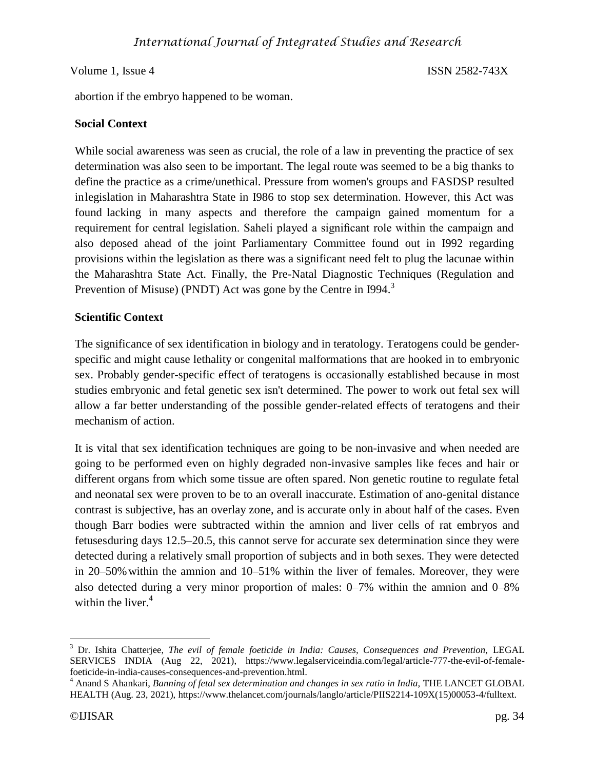abortion if the embryo happened to be woman.

**Social Context**

While social awareness was seen as crucial, the role of a law in preventing the practice of sex determination was also seen to be important. The legal route was seemed to be a big thanks to define the practice as a crime/unethical. Pressure from women's groups and FASDSP resulted inlegislation in Maharashtra State in I986 to stop sex determination. However, this Act was found lacking in many aspects and therefore the campaign gained momentum for a requirement for central legislation. Saheli played a significant role within the campaign and also deposed ahead of the joint Parliamentary Committee found out in I992 regarding provisions within the legislation as there was a significant need felt to plug the lacunae within the Maharashtra State Act. Finally, the Pre-Natal Diagnostic Techniques (Regulation and Prevention of Misuse) (PNDT) Act was gone by the Centre in I994.[3]

**Scientific Context**

The significance of sex identification in biology and in teratology. Teratogens could be gender-specific and might cause lethality or congenital malformations that are hooked in to embryonic sex. Probably gender-specific effect of teratogens is occasionally established because in most studies embryonic and fetal genetic sex isn't determined. The power to work out fetal sex will allow a far better understanding of the possible gender-related effects of teratogens and their mechanism of action.

It is vital that sex identification techniques are going to be non-invasive and when needed are going to be performed even on highly degraded non-invasive samples like feces and hair or different organs from which some tissue are often spared. Non genetic routine to regulate fetal and neonatal sex were proven to be to an overall inaccurate. Estimation of ano-genital distance contrast is subjective, has an overlay zone, and is accurate only in about half of the cases. Even though Barr bodies were subtracted within the amnion and liver cells of rat embryos and fetusesduring days 12.5–20.5, this cannot serve for accurate sex determination since they were detected during a relatively small proportion of subjects and in both sexes. They were detected in 20–50% within the amnion and 10–51% within the liver of females. Moreover, they were also detected during a very minor proportion of males: 0–7% within the amnion and 0–8% within the liver.[4]

---

[3] Dr. Ishita Chatterjee, *The evil of female foeticide in India: Causes, Consequences and Prevention,* LEGAL SERVICES INDIA (Aug 22, 2021), https://www.legalserviceindia.com/legal/article-777-the-evil-of-female-foeticide-in-india-causes-consequences-and-prevention.html.

[4] Anand S Ahankari, *Banning of fetal sex determination and changes in sex ratio in India,* THE LANCET GLOBAL HEALTH (Aug. 23, 2021), https://www.thelancet.com/journals/langlo/article/PIIS2214-109X(15)00053-4/fulltext.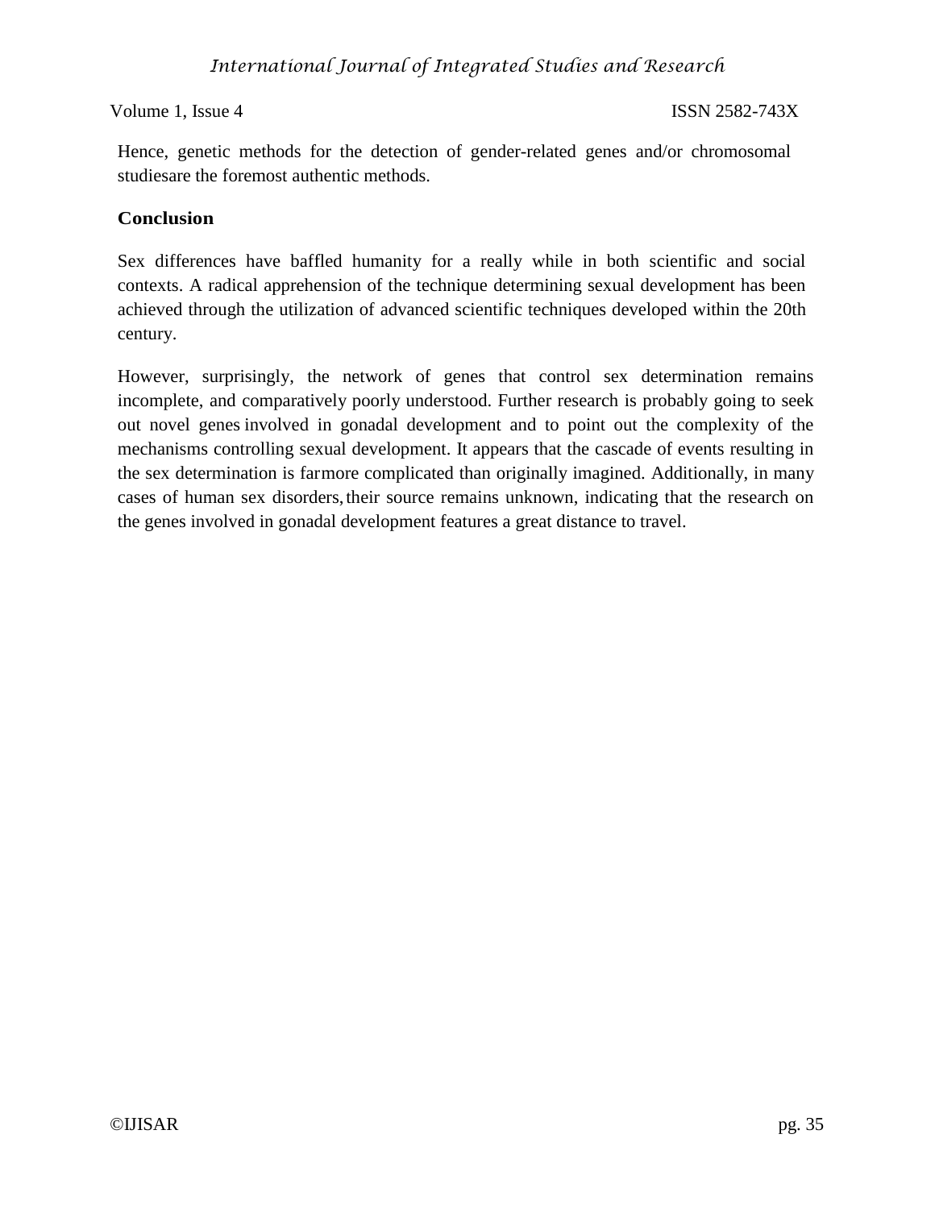Hence, genetic methods for the detection of gender-related genes and/or chromosomal studiesare the foremost authentic methods.

## Conclusion

Sex differences have baffled humanity for a really while in both scientific and social contexts. A radical apprehension of the technique determining sexual development has been achieved through the utilization of advanced scientific techniques developed within the 20th century.

However, surprisingly, the network of genes that control sex determination remains incomplete, and comparatively poorly understood. Further research is probably going to seek out novel genes involved in gonadal development and to point out the complexity of the mechanisms controlling sexual development. It appears that the cascade of events resulting in the sex determination is farmore complicated than originally imagined. Additionally, in many cases of human sex disorders, their source remains unknown, indicating that the research on the genes involved in gonadal development features a great distance to travel.